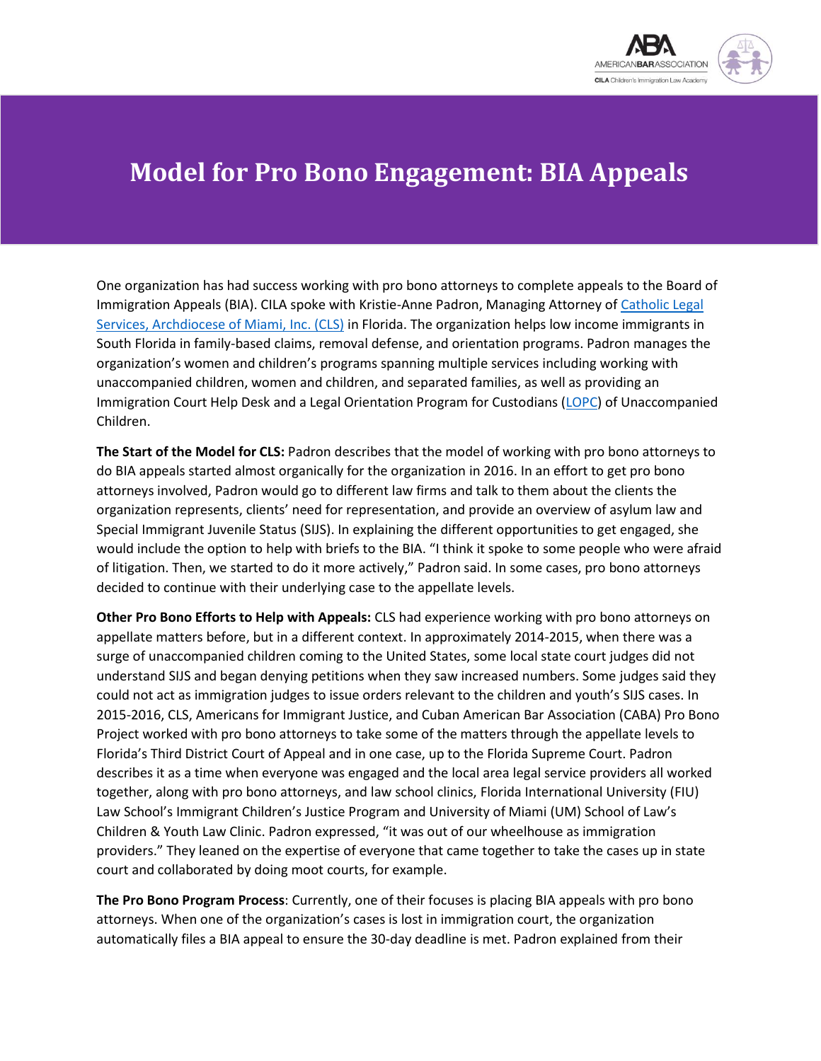# Model for Pro Bono Engagement: BIA Appeals

One organization has had success working with pro bono attorneys to complete appeals to the Board of Immigration Appeals (BIA). CILA spoke with Kristie-Anne Padron, Managing Attorney of Catholic Legal Services, Archdiocese of Miami, Inc. (CLS) in Florida. The organization helps low income immigrants in South Florida in family-based claims, removal defense, and orientation programs. Padron manages the organization's women and children's programs spanning multiple services including working with unaccompanied children, women and children, and separated families, as well as providing an Immigration Court Help Desk and a Legal Orientation Program for Custodians (LOPC) of Unaccompanied Children.

**The Start of the Model for CLS:** Padron describes that the model of working with pro bono attorneys to do BIA appeals started almost organically for the organization in 2016. In an effort to get pro bono attorneys involved, Padron would go to different law firms and talk to them about the clients the organization represents, clients' need for representation, and provide an overview of asylum law and Special Immigrant Juvenile Status (SIJS). In explaining the different opportunities to get engaged, she would include the option to help with briefs to the BIA. "I think it spoke to some people who were afraid of litigation. Then, we started to do it more actively," Padron said. In some cases, pro bono attorneys decided to continue with their underlying case to the appellate levels.

**Other Pro Bono Efforts to Help with Appeals:** CLS had experience working with pro bono attorneys on appellate matters before, but in a different context. In approximately 2014-2015, when there was a surge of unaccompanied children coming to the United States, some local state court judges did not understand SIJS and began denying petitions when they saw increased numbers. Some judges said they could not act as immigration judges to issue orders relevant to the children and youth's SIJS cases. In 2015-2016, CLS, Americans for Immigrant Justice, and Cuban American Bar Association (CABA) Pro Bono Project worked with pro bono attorneys to take some of the matters through the appellate levels to Florida's Third District Court of Appeal and in one case, up to the Florida Supreme Court. Padron describes it as a time when everyone was engaged and the local area legal service providers all worked together, along with pro bono attorneys, and law school clinics, Florida International University (FIU) Law School's Immigrant Children's Justice Program and University of Miami (UM) School of Law's Children & Youth Law Clinic. Padron expressed, "it was out of our wheelhouse as immigration providers." They leaned on the expertise of everyone that came together to take the cases up in state court and collaborated by doing moot courts, for example.

**The Pro Bono Program Process**: Currently, one of their focuses is placing BIA appeals with pro bono attorneys. When one of the organization's cases is lost in immigration court, the organization automatically files a BIA appeal to ensure the 30-day deadline is met. Padron explained from their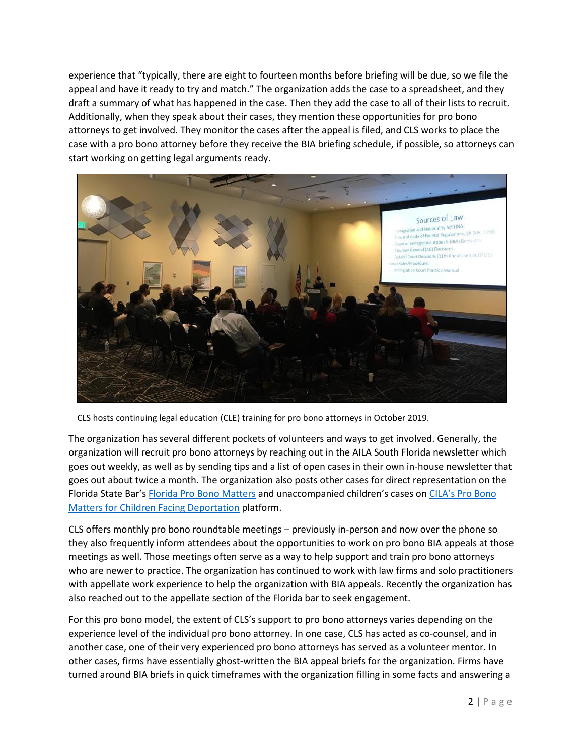experience that "typically, there are eight to fourteen months before briefing will be due, so we file the appeal and have it ready to try and match." The organization adds the case to a spreadsheet, and they draft a summary of what has happened in the case. Then they add the case to all of their lists to recruit. Additionally, when they speak about their cases, they mention these opportunities for pro bono attorneys to get involved. They monitor the cases after the appeal is filed, and CLS works to place the case with a pro bono attorney before they receive the BIA briefing schedule, if possible, so attorneys can start working on getting legal arguments ready.

CLS hosts continuing legal education (CLE) training for pro bono attorneys in October 2019.

The organization has several different pockets of volunteers and ways to get involved. Generally, the organization will recruit pro bono attorneys by reaching out in the AILA South Florida newsletter which goes out weekly, as well as by sending tips and a list of open cases in their own in-house newsletter that goes out about twice a month. The organization also posts other cases for direct representation on the Florida State Bar's [Florida Pro Bono Matters] and unaccompanied children's cases on [CILA's Pro Bono Matters for Children Facing Deportation] platform.

CLS offers monthly pro bono roundtable meetings – previously in-person and now over the phone so they also frequently inform attendees about the opportunities to work on pro bono BIA appeals at those meetings as well. Those meetings often serve as a way to help support and train pro bono attorneys who are newer to practice. The organization has continued to work with law firms and solo practitioners with appellate work experience to help the organization with BIA appeals. Recently the organization has also reached out to the appellate section of the Florida bar to seek engagement.

For this pro bono model, the extent of CLS's support to pro bono attorneys varies depending on the experience level of the individual pro bono attorney. In one case, CLS has acted as co-counsel, and in another case, one of their very experienced pro bono attorneys has served as a volunteer mentor. In other cases, firms have essentially ghost-written the BIA appeal briefs for the organization. Firms have turned around BIA briefs in quick timeframes with the organization filling in some facts and answering a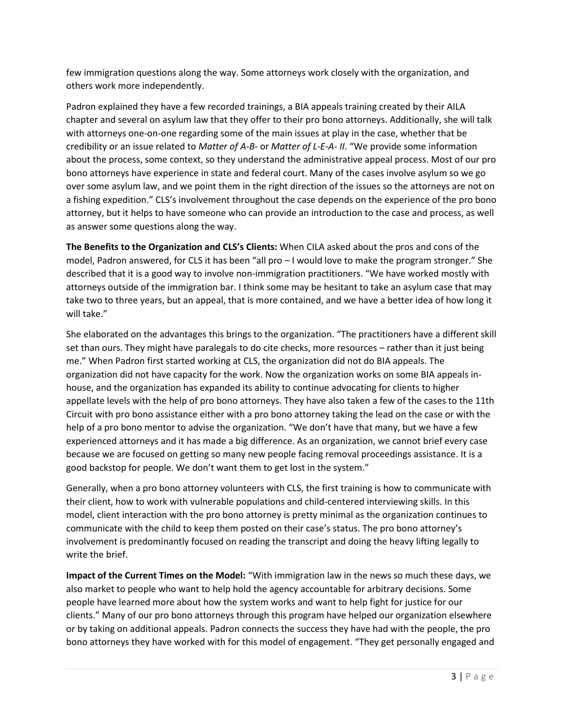few immigration questions along the way. Some attorneys work closely with the organization, and others work more independently.

Padron explained they have a few recorded trainings, a BIA appeals training created by their AILA chapter and several on asylum law that they offer to their pro bono attorneys. Additionally, she will talk with attorneys one-on-one regarding some of the main issues at play in the case, whether that be credibility or an issue related to *Matter of A-B-* or *Matter of L-E-A- II*. "We provide some information about the process, some context, so they understand the administrative appeal process. Most of our pro bono attorneys have experience in state and federal court. Many of the cases involve asylum so we go over some asylum law, and we point them in the right direction of the issues so the attorneys are not on a fishing expedition." CLS's involvement throughout the case depends on the experience of the pro bono attorney, but it helps to have someone who can provide an introduction to the case and process, as well as answer some questions along the way.

**The Benefits to the Organization and CLS's Clients:** When CILA asked about the pros and cons of the model, Padron answered, for CLS it has been "all pro – I would love to make the program stronger." She described that it is a good way to involve non-immigration practitioners. "We have worked mostly with attorneys outside of the immigration bar. I think some may be hesitant to take an asylum case that may take two to three years, but an appeal, that is more contained, and we have a better idea of how long it will take."

She elaborated on the advantages this brings to the organization. "The practitioners have a different skill set than ours. They might have paralegals to do cite checks, more resources – rather than it just being me." When Padron first started working at CLS, the organization did not do BIA appeals. The organization did not have capacity for the work. Now the organization works on some BIA appeals in-house, and the organization has expanded its ability to continue advocating for clients to higher appellate levels with the help of pro bono attorneys. They have also taken a few of the cases to the 11th Circuit with pro bono assistance either with a pro bono attorney taking the lead on the case or with the help of a pro bono mentor to advise the organization. "We don't have that many, but we have a few experienced attorneys and it has made a big difference. As an organization, we cannot brief every case because we are focused on getting so many new people facing removal proceedings assistance. It is a good backstop for people. We don't want them to get lost in the system."

Generally, when a pro bono attorney volunteers with CLS, the first training is how to communicate with their client, how to work with vulnerable populations and child-centered interviewing skills. In this model, client interaction with the pro bono attorney is pretty minimal as the organization continues to communicate with the child to keep them posted on their case's status. The pro bono attorney's involvement is predominantly focused on reading the transcript and doing the heavy lifting legally to write the brief.

**Impact of the Current Times on the Model:** "With immigration law in the news so much these days, we also market to people who want to help hold the agency accountable for arbitrary decisions. Some people have learned more about how the system works and want to help fight for justice for our clients." Many of our pro bono attorneys through this program have helped our organization elsewhere or by taking on additional appeals. Padron connects the success they have had with the people, the pro bono attorneys they have worked with for this model of engagement. "They get personally engaged and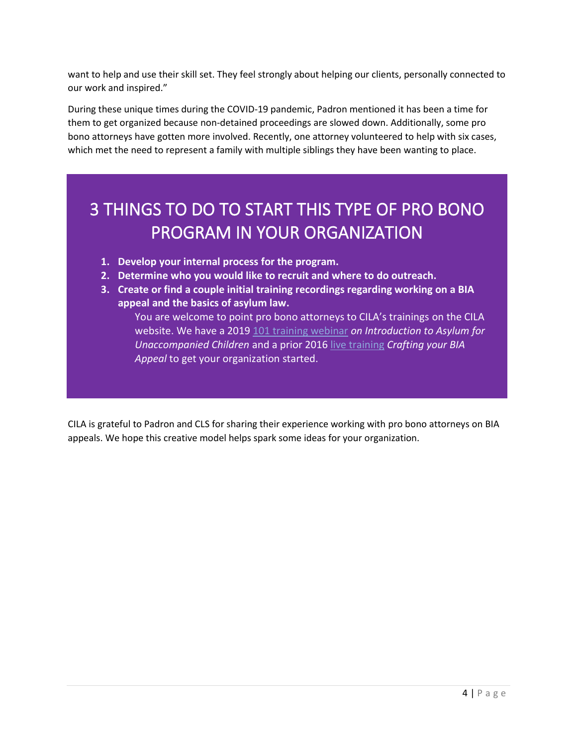want to help and use their skill set. They feel strongly about helping our clients, personally connected to our work and inspired."

During these unique times during the COVID-19 pandemic, Padron mentioned it has been a time for them to get organized because non-detained proceedings are slowed down. Additionally, some pro bono attorneys have gotten more involved. Recently, one attorney volunteered to help with six cases, which met the need to represent a family with multiple siblings they have been wanting to place.

## 3 THINGS TO DO TO START THIS TYPE OF PRO BONO PROGRAM IN YOUR ORGANIZATION

1. **Develop your internal process for the program.**
2. **Determine who you would like to recruit and where to do outreach.**
3. **Create or find a couple initial training recordings regarding working on a BIA appeal and the basics of asylum law.**

   You are welcome to point pro bono attorneys to CILA's trainings on the CILA website. We have a 2019 101 training webinar ***on Introduction to Asylum for*** *Unaccompanied Children* and a prior 2016 live training *Crafting your BIA Appeal* to get your organization started.

CILA is grateful to Padron and CLS for sharing their experience working with pro bono attorneys on BIA appeals. We hope this creative model helps spark some ideas for your organization.